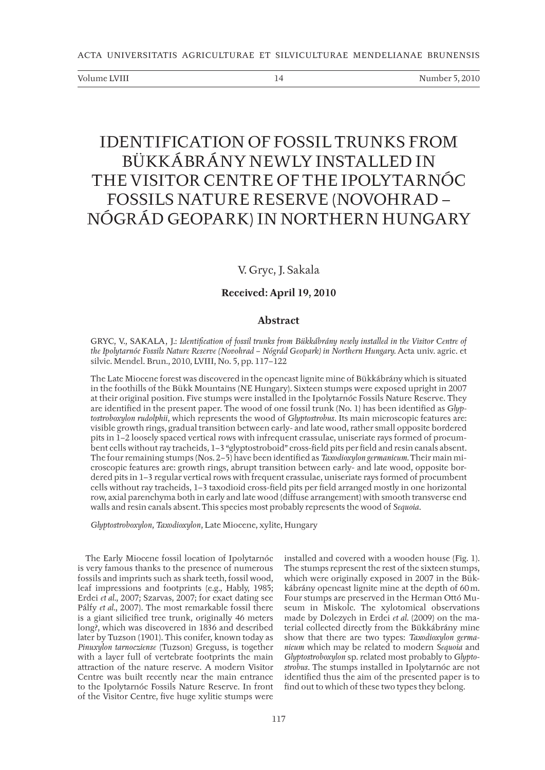# IDENTIFICATION OF FOSSIL TRUNKS FROM BÜKKÁBRÁNY NEWLY INSTALLED IN THE VISITOR CENTRE OF THE IPOLYTARNÓC FOSSILS NATURE RESERVE (NOVOHRAD – NÓGRÁD GEOPARK) IN NORTHERN HUNGARY

V. Gryc, J. Sakala

**Received: April 19, 2010**

## Abstract

GRYC, V., SAKALA, J.: *Identification of fossil trunks from Bükkábrány newly installed in the Visitor Centre of the Ipolytarnóc Fossils Nature Reserve (Novohrad – Nógrád Geopark) in Northern Hungary.* Acta univ. agric. et silvic. Mendel. Brun., 2010, LVIII, No. 5, pp. 117–122

The Late Miocene forest was discovered in the opencast lignite mine of Bükkábrány which is situated in the foothills of the Bükk Mountains (NE Hungary). Sixteen stumps were exposed upright in 2007 at their original position. Five stumps were installed in the Ipolytarnóc Fossils Nature Reserve. They are identified in the present paper. The wood of one fossil trunk (No. 1) has been identified as *Glyptostroboxylon rudolphii*, which represents the wood of *Glyptostrobus*. Its main microscopic features are: visible growth rings, gradual transition between early- and late wood, rather small opposite bordered pits in 1–2 loosely spaced vertical rows with infrequent crassulae, uniseriate rays formed of procumbent cells without ray tracheids, 1–3 "glyptostroboid" cross-field pits per field and resin canals absent. The four remaining stumps (Nos. 2–5) have been identified as *Taxodioxylon germanicum*. Their main microscopic features are: growth rings, abrupt transition between early- and late wood, opposite bordered pits in 1–3 regular vertical rows with frequent crassulae, uniseriate rays formed of procumbent cells without ray tracheids, 1–3 taxodioid cross-field pits per field arranged mostly in one horizontal row, axial parenchyma both in early and late wood (diffuse arrangement) with smooth transverse end walls and resin canals absent. This species most probably represents the wood of *Sequoia*.

*Glyptostroboxylon*, *Taxodioxylon*, Late Miocene, xylite, Hungary

The Early Miocene fossil location of Ipolytarnóc is very famous thanks to the presence of numerous fossils and imprints such as shark teeth, fossil wood, leaf impressions and footprints (e.g., Hably, 1985; Erdei *et al.*, 2007; Szarvas, 2007; for exact dating see Pálfy *et al.*, 2007). The most remarkable fossil there is a giant silicified tree trunk, originally 46 meters long?, which was discovered in 1836 and described later by Tuzson (1901). This conifer, known today as *Pinuxylon tarnocziense* (Tuzson) Greguss, is together with a layer full of vertebrate footprints the main attraction of the nature reserve. A modern Visitor Centre was built recently near the main entrance to the Ipolytarnóc Fossils Nature Reserve. In front of the Visitor Centre, five huge xylitic stumps were installed and covered with a wooden house (Fig. 1). The stumps represent the rest of the sixteen stumps, which were originally exposed in 2007 in the Bükkábrány opencast lignite mine at the depth of 60 m. Four stumps are preserved in the Herman Ottó Museum in Miskolc. The xylotomical observations made by Dolezych in Erdei *et al.* (2009) on the material collected directly from the Bükkábrány mine show that there are two types: *Taxodioxylon germanicum* which may be related to modern *Sequoia* and *Glyptostroboxylon* sp. related most probably to *Glyptostrobus*. The stumps installed in Ipolytarnóc are not identified thus the aim of the presented paper is to find out to which of these two types they belong.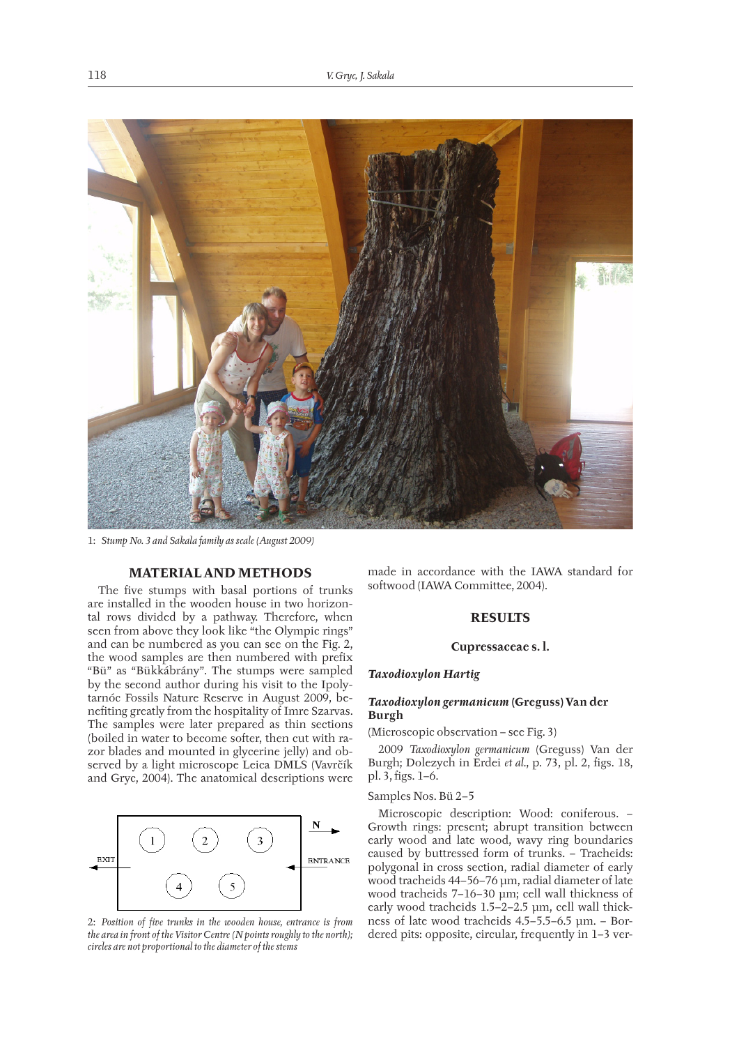1: *Stump No. 3 and Sakala family as scale (August 2009)*

## MATERIAL AND METHODS

The five stumps with basal portions of trunks are installed in the wooden house in two horizontal rows divided by a pathway. Therefore, when seen from above they look like "the Olympic rings" and can be numbered as you can see on the Fig. 2, the wood samples are then numbered with prefix "Bü" as "Bükkábrány". The stumps were sampled by the second author during his visit to the Ipolytarnóc Fossils Nature Reserve in August 2009, benefiting greatly from the hospitality of Imre Szarvas. The samples were later prepared as thin sections (boiled in water to become softer, then cut with razor blades and mounted in glycerine jelly) and observed by a light microscope Leica DMLS (Vavrčík and Gryc, 2004). The anatomical descriptions were made in accordance with the IAWA standard for softwood (IAWA Committee, 2004).

1
2
3
4
5
N
EXIT
ENTRANCE

2: *Position of five trunks in the wooden house, entrance is from the area in front of the Visitor Centre (N points roughly to the north); circles are not proportional to the diameter of the stems*

## RESULTS

### Cupressaceae s. l.

***Taxodioxylon* Hartig**

***Taxodioxylon germanicum* (Greguss) Van der Burgh**

(Microscopic observation – see Fig. 3)

2009 *Taxodioxylon germanicum* (Greguss) Van der Burgh; Dolezych in Erdei *et al.*, p. 73, pl. 2, figs. 18, pl. 3, figs. 1–6.

Samples Nos. Bü 2–5

Microscopic description: Wood: coniferous. – Growth rings: present; abrupt transition between early wood and late wood, wavy ring boundaries caused by buttressed form of trunks. – Tracheids: polygonal in cross section, radial diameter of early wood tracheids 44–56–76 µm, radial diameter of late wood tracheids 7–16–30 µm; cell wall thickness of early wood tracheids 1.5–2–2.5 µm, cell wall thickness of late wood tracheids 4.5–5.5–6.5 µm. – Bordered pits: opposite, circular, frequently in 1–3 ver-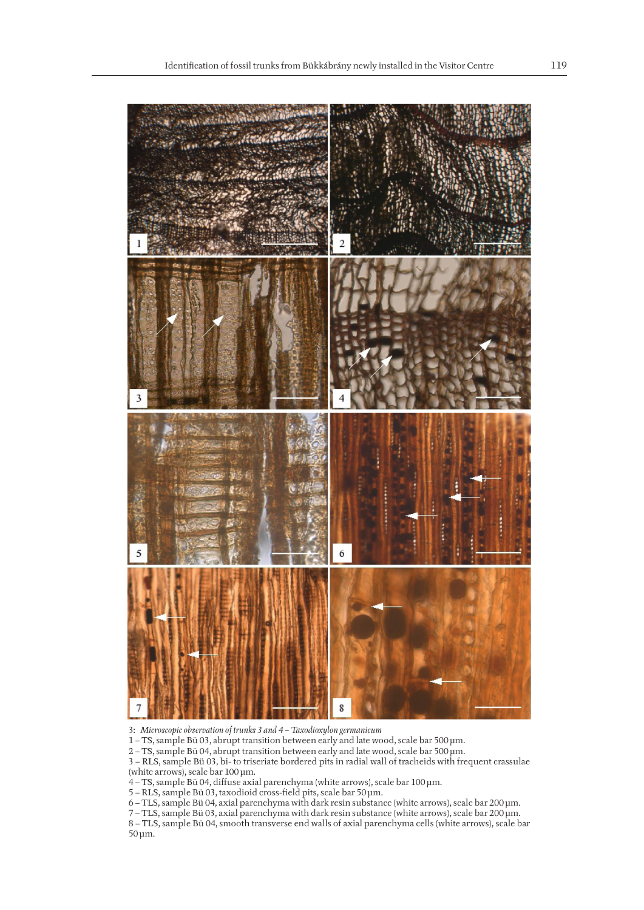3: *Microscopic observation of trunks 3 and 4 – Taxodioxylon germanicum*

1 – TS, sample Bü 03, abrupt transition between early and late wood, scale bar 500 µm.
2 – TS, sample Bü 04, abrupt transition between early and late wood, scale bar 500 µm.
3 – RLS, sample Bü 03, bi- to triseriate bordered pits in radial wall of tracheids with frequent crassulae (white arrows), scale bar 100 µm.
4 – TS, sample Bü 04, diffuse axial parenchyma (white arrows), scale bar 100 µm.
5 – RLS, sample Bü 03, taxodioid cross-field pits, scale bar 50 µm.
6 – TLS, sample Bü 04, axial parenchyma with dark resin substance (white arrows), scale bar 200 µm.
7 – TLS, sample Bü 03, axial parenchyma with dark resin substance (white arrows), scale bar 200 µm.
8 – TLS, sample Bü 04, smooth transverse end walls of axial parenchyma cells (white arrows), scale bar 50 µm.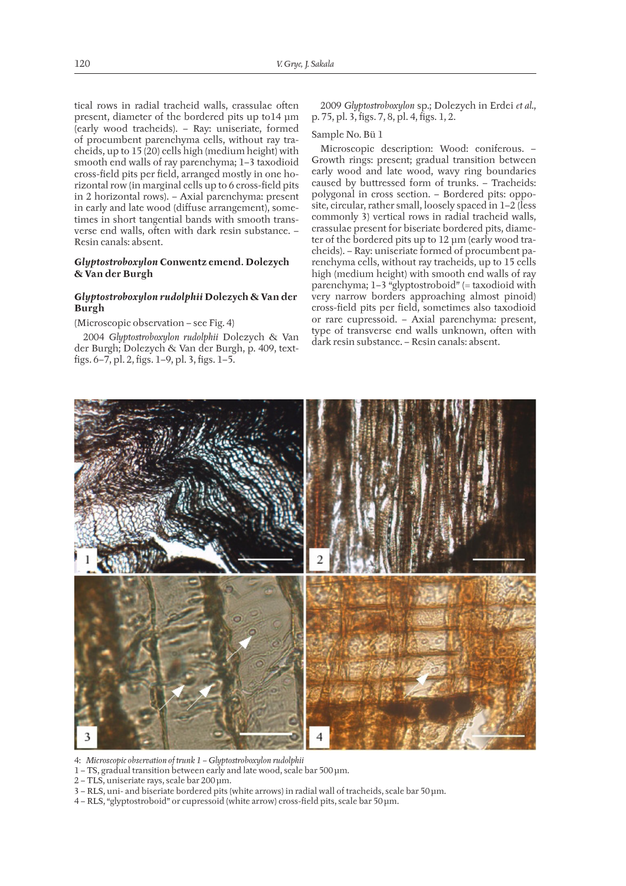tical rows in radial tracheid walls, crassulae often present, diameter of the bordered pits up to14 µm (early wood tracheids). – Ray: uniseriate, formed of procumbent parenchyma cells, without ray tracheids, up to 15 (20) cells high (medium height) with smooth end walls of ray parenchyma; 1–3 taxodioid cross-field pits per field, arranged mostly in one horizontal row (in marginal cells up to 6 cross-field pits in 2 horizontal rows). – Axial parenchyma: present in early and late wood (diffuse arrangement), sometimes in short tangential bands with smooth transverse end walls, often with dark resin substance. – Resin canals: absent.

### *Glyptostroboxylon* Conwentz emend. Dolezych & Van der Burgh

### *Glyptostroboxylon rudolphii* Dolezych & Van der Burgh

(Microscopic observation – see Fig. 4)

2004 *Glyptostroboxylon rudolphii* Dolezych & Van der Burgh; Dolezych & Van der Burgh, p. 409, text-figs. 6–7, pl. 2, figs. 1–9, pl. 3, figs. 1–5.

2009 *Glyptostroboxylon* sp.; Dolezych in Erdei *et al.*, p. 75, pl. 3, figs. 7, 8, pl. 4, figs. 1, 2.

Sample No. Bü 1

Microscopic description: Wood: coniferous. – Growth rings: present; gradual transition between early wood and late wood, wavy ring boundaries caused by buttressed form of trunks. – Tracheids: polygonal in cross section. – Bordered pits: opposite, circular, rather small, loosely spaced in 1–2 (less commonly 3) vertical rows in radial tracheid walls, crassulae present for biseriate bordered pits, diameter of the bordered pits up to 12 µm (early wood tracheids). – Ray: uniseriate formed of procumbent parenchyma cells, without ray tracheids, up to 15 cells high (medium height) with smooth end walls of ray parenchyma; 1–3 "glyptostroboid" (= taxodioid with very narrow borders approaching almost pinoid) cross-field pits per field, sometimes also taxodioid or rare cupressoid. – Axial parenchyma: present, type of transverse end walls unknown, often with dark resin substance. – Resin canals: absent.

4: *Microscopic observation of trunk 1 – Glyptostroboxylon rudolphii*
1 – TS, gradual transition between early and late wood, scale bar 500 µm.
2 – TLS, uniseriate rays, scale bar 200 µm.
3 – RLS, uni- and biseriate bordered pits (white arrows) in radial wall of tracheids, scale bar 50 µm.
4 – RLS, "glyptostroboid" or cupressoid (white arrow) cross-field pits, scale bar 50 µm.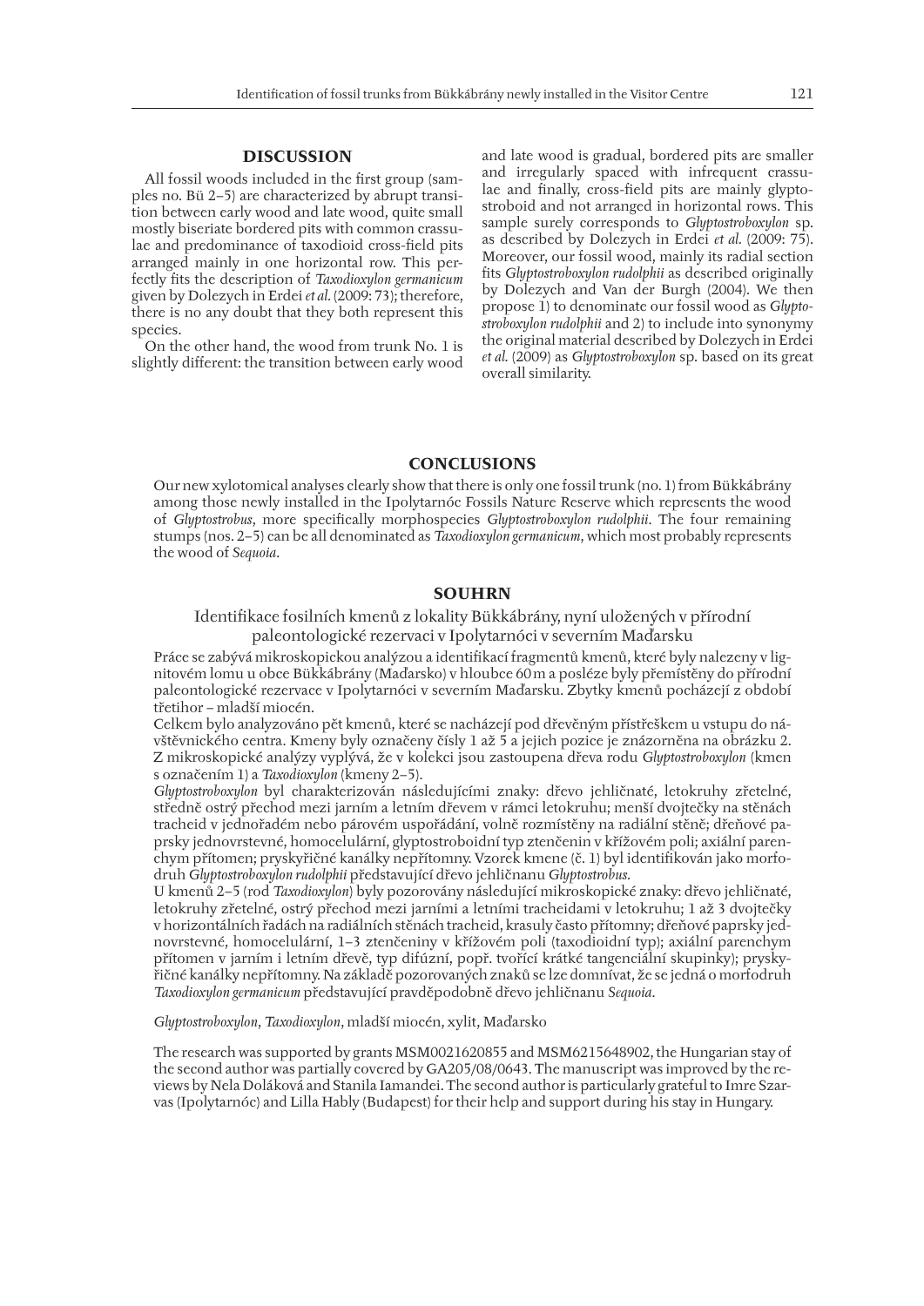## DISCUSSION

All fossil woods included in the first group (samples no. Bü 2–5) are characterized by abrupt transition between early wood and late wood, quite small mostly biseriate bordered pits with common crassulae and predominance of taxodioid cross-field pits arranged mainly in one horizontal row. This perfectly fits the description of *Taxodioxylon germanicum* given by Dolezych in Erdei *et al.* (2009: 73); therefore, there is no any doubt that they both represent this species.

On the other hand, the wood from trunk No. 1 is slightly different: the transition between early wood and late wood is gradual, bordered pits are smaller and irregularly spaced with infrequent crassulae and finally, cross-field pits are mainly glyptostroboid and not arranged in horizontal rows. This sample surely corresponds to *Glyptostroboxylon* sp. as described by Dolezych in Erdei *et al.* (2009: 75). Moreover, our fossil wood, mainly its radial section fits *Glyptostroboxylon rudolphii* as described originally by Dolezych and Van der Burgh (2004). We then propose 1) to denominate our fossil wood as *Glyptostroboxylon rudolphii* and 2) to include into synonymy the original material described by Dolezych in Erdei *et al.* (2009) as *Glyptostroboxylon* sp. based on its great overall similarity.

## CONCLUSIONS

Our new xylotomical analyses clearly show that there is only one fossil trunk (no. 1) from Bükkábrány among those newly installed in the Ipolytarnóc Fossils Nature Reserve which represents the wood of *Glyptostrobus*, more specifically morphospecies *Glyptostroboxylon rudolphii*. The four remaining stumps (nos. 2–5) can be all denominated as *Taxodioxylon germanicum*, which most probably represents the wood of *Sequoia*.

## SOUHRN

### Identifikace fosilních kmenů z lokality Bükkábrány, nyní uložených v přírodní paleontologické rezervaci v Ipolytarnóci v severním Maďarsku

Práce se zabývá mikroskopickou analýzou a identifikací fragmentů kmenů, které byly nalezeny v lignitovém lomu u obce Bükkábrány (Maďarsko) v hloubce 60 m a posléze byly přemístěny do přírodní paleontologické rezervace v Ipolytarnóci v severním Maďarsku. Zbytky kmenů pocházejí z období třetihor – mladší miocén.

Celkem bylo analyzováno pět kmenů, které se nacházejí pod dřevěným přístřeškem u vstupu do návštěvnického centra. Kmeny byly označeny čísly 1 až 5 a jejich pozice je znázorněna na obrázku 2. Z mikroskopické analýzy vyplývá, že v kolekci jsou zastoupena dřeva rodu *Glyptostroboxylon* (kmen s označením 1) a *Taxodioxylon* (kmeny 2–5).

*Glyptostroboxylon* byl charakterizován následujícími znaky: dřevo jehličnaté, letokruhy zřetelné, středně ostrý přechod mezi jarním a letním dřevem v rámci letokruhu; menší dvojtečky na stěnách tracheid v jednořadém nebo párovém uspořádání, volně rozmístěny na radiální stěně; dřeňové paprsky jednovrstevné, homocelulární, glyptostroboidní typ ztenčenin v křížovém poli; axiální parenchym přítomen; pryskyřičné kanálky nepřítomny. Vzorek kmene (č. 1) byl identifikován jako morfodruh *Glyptostroboxylon rudolphii* představující dřevo jehličnanu *Glyptostrobus*.

U kmenů 2–5 (rod *Taxodioxylon*) byly pozorovány následující mikroskopické znaky: dřevo jehličnaté, letokruhy zřetelné, ostrý přechod mezi jarními a letními tracheidami v letokruhu; 1 až 3 dvojtečky v horizontálních řadách na radiálních stěnách tracheid, krasuly často přítomny; dřeňové paprsky jednovrstevné, homocelulární, 1–3 ztenčeniny v křížovém poli (taxodioidní typ); axiální parenchym přítomen v jarním i letním dřevě, typ difúzní, popř. tvořící krátké tangenciální skupinky); pryskyřičné kanálky nepřítomny. Na základě pozorovaných znaků se lze domnívat, že se jedná o morfodruh *Taxodioxylon germanicum* představující pravděpodobně dřevo jehličnanu *Sequoia*.

*Glyptostroboxylon*, *Taxodioxylon*, mladší miocén, xylit, Maďarsko

The research was supported by grants MSM0021620855 and MSM6215648902, the Hungarian stay of the second author was partially covered by GA205/08/0643. The manuscript was improved by the reviews by Nela Doláková and Stanila Iamandei. The second author is particularly grateful to Imre Szarvas (Ipolytarnóc) and Lilla Hably (Budapest) for their help and support during his stay in Hungary.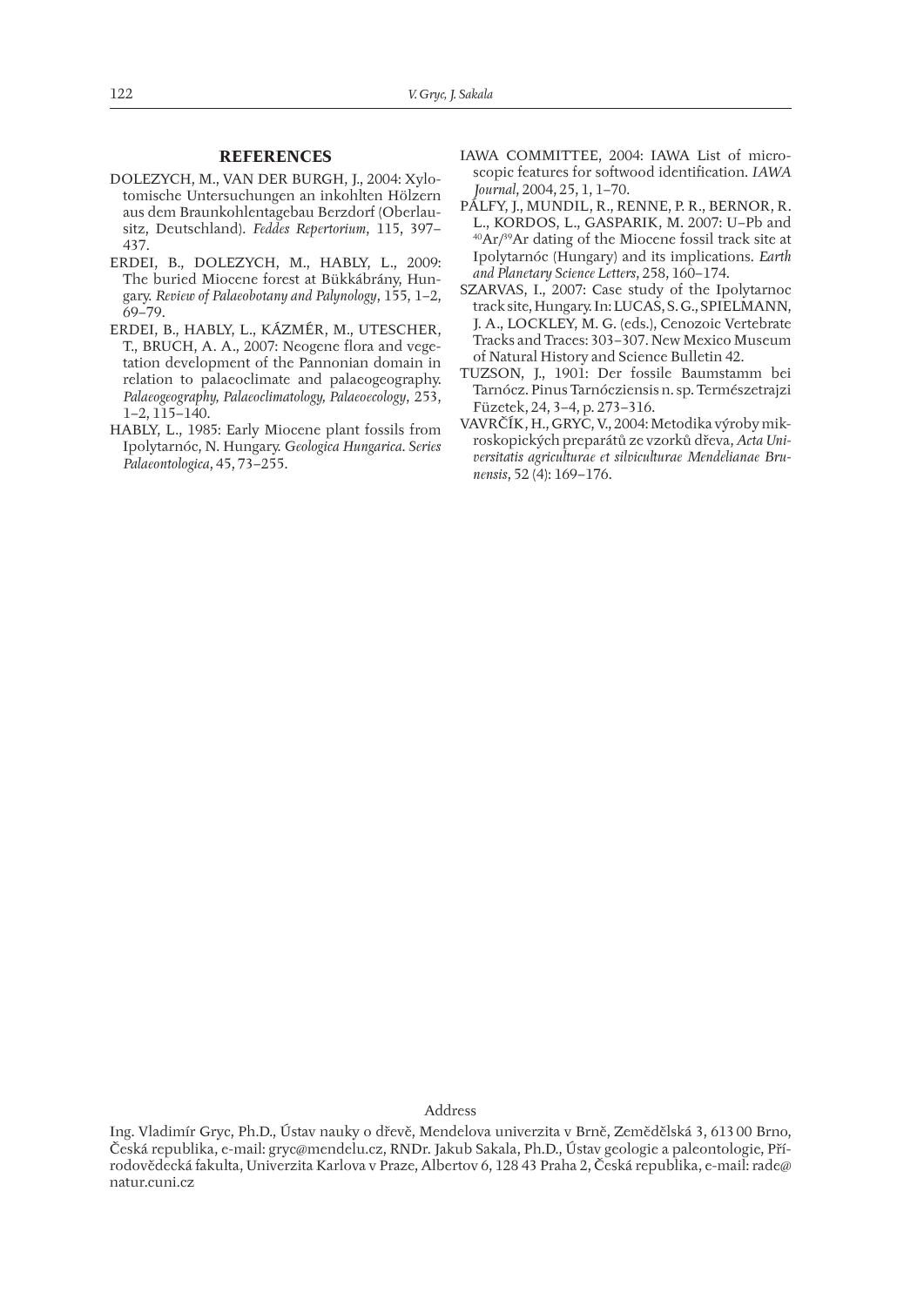## REFERENCES

DOLEZYCH, M., VAN DER BURGH, J., 2004: Xylotomische Untersuchungen an inkohlten Hölzern aus dem Braunkohlentagebau Berzdorf (Oberlausitz, Deutschland). *Feddes Repertorium*, 115, 397–437.

ERDEI, B., DOLEZYCH, M., HABLY, L., 2009: The buried Miocene forest at Bükkábrány, Hungary. *Review of Palaeobotany and Palynology*, 155, 1–2, 69–79.

ERDEI, B., HABLY, L., KÁZMÉR, M., UTESCHER, T., BRUCH, A. A., 2007: Neogene flora and vegetation development of the Pannonian domain in relation to palaeoclimate and palaeogeography. *Palaeogeography, Palaeoclimatology, Palaeoecology*, 253, 1–2, 115–140.

HABLY, L., 1985: Early Miocene plant fossils from Ipolytarnóc, N. Hungary. *Geologica Hungarica. Series Palaeontologica*, 45, 73–255.

IAWA COMMITTEE, 2004: IAWA List of microscopic features for softwood identification. *IAWA Journal*, 2004, 25, 1, 1–70.

PÁLFY, J., MUNDIL, R., RENNE, P. R., BERNOR, R. L., KORDOS, L., GASPARIK, M. 2007: U–Pb and $^{40}Ar/^{39}Ar$ dating of the Miocene fossil track site at Ipolytarnóc (Hungary) and its implications. *Earth and Planetary Science Letters*, 258, 160–174.

SZARVAS, I., 2007: Case study of the Ipolytarnoc track site, Hungary. In: LUCAS, S. G., SPIELMANN, J. A., LOCKLEY, M. G. (eds.), Cenozoic Vertebrate Tracks and Traces: 303–307. New Mexico Museum of Natural History and Science Bulletin 42.

TUZSON, J., 1901: Der fossile Baumstamm bei Tarnócz. Pinus Tarnócziensis n. sp. Természetrajzi Füzetek, 24, 3–4, p. 273–316.

VAVRČÍK, H., GRYC, V., 2004: Metodika výroby mikroskopických preparátů ze vzorků dřeva, *Acta Universitatis agriculturae et silviculturae Mendelianae Brunensis*, 52 (4): 169–176.

Address

Ing. Vladimír Gryc, Ph.D., Ústav nauky o dřevě, Mendelova univerzita v Brně, Zemědělská 3, 613 00 Brno, Česká republika, e-mail: gryc@mendelu.cz, RNDr. Jakub Sakala, Ph.D., Ústav geologie a paleontologie, Přírodovědecká fakulta, Univerzita Karlova v Praze, Albertov 6, 128 43 Praha 2, Česká republika, e-mail: rade@natur.cuni.cz